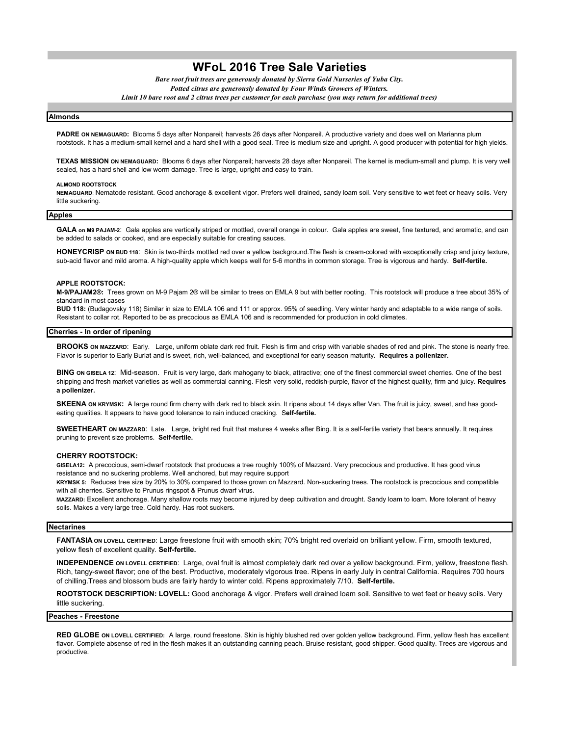# WFoL 2016 Tree Sale Varieties

*Bare root fruit trees are generously donated by Sierra Gold Nurseries of Yuba City.*

*Potted citrus are generously donated by Four Winds Growers of Winters.*

*Limit 10 bare root and 2 citrus trees per customer for each purchase (you may return for additional trees)*

## Almonds

**PADRE ON NEMAGUARD:** Blooms 5 days after Nonpareil; harvests 26 days after Nonpareil. A productive variety and does well on Marianna plum rootstock. It has a medium-small kernel and a hard shell with a good seal. Tree is medium size and upright. A good producer with potential for high yields.

**TEXAS MISSION ON NEMAGUARD:** Blooms 6 days after Nonpareil; harvests 28 days after Nonpareil. The kernel is medium-small and plump. It is very well sealed, has a hard shell and low worm damage. Tree is large, upright and easy to train.

**ALMOND ROOTSTOCK**

**NEMAGUARD**: Nematode resistant. Good anchorage & excellent vigor. Prefers well drained, sandy loam soil. Very sensitive to wet feet or heavy soils. Very little suckering.

## Apples

**GALA on M9 PAJAM-2**: Gala apples are vertically striped or mottled, overall orange in colour. Gala apples are sweet, fine textured, and aromatic, and can be added to salads or cooked, and are especially suitable for creating sauces.

**HONEYCRISP ON BUD 118**: Skin is two-thirds mottled red over a yellow background.The flesh is cream-colored with exceptionally crisp and juicy texture, sub-acid flavor and mild aroma. A high-quality apple which keeps well for 5-6 months in common storage. Tree is vigorous and hardy. **Self-fertile.**

**APPLE ROOTSTOCK:**

**M-9/PAJAM2®:** Trees grown on M-9 Pajam 2® will be similar to trees on EMLA 9 but with better rooting. This rootstock will produce a tree about 35% of standard in most cases

**BUD 118:** (Budagovsky 118) Similar in size to EMLA 106 and 111 or approx. 95% of seedling. Very winter hardy and adaptable to a wide range of soils. Resistant to collar rot. Reported to be as precocious as EMLA 106 and is recommended for production in cold climates.

## Cherries - In order of ripening

**BROOKS ON MAZZARD**: Early. Large, uniform oblate dark red fruit. Flesh is firm and crisp with variable shades of red and pink. The stone is nearly free. Flavor is superior to Early Burlat and is sweet, rich, well-balanced, and exceptional for early season maturity. **Requires a pollenizer.**

**BING ON GISELA 12**: Mid-season. Fruit is very large, dark mahogany to black, attractive; one of the finest commercial sweet cherries. One of the best shipping and fresh market varieties as well as commercial canning. Flesh very solid, reddish-purple, flavor of the highest quality, firm and juicy. **Requires a pollenizer.**

**SKEENA ON KRYMSK:** A large round firm cherry with dark red to black skin. It ripens about 14 days after Van. The fruit is juicy, sweet, and has good-eating qualities. It appears to have good tolerance to rain induced cracking. S**elf-fertile.**

**SWEETHEART ON MAZZARD**: Late. Large, bright red fruit that matures 4 weeks after Bing. It is a self-fertile variety that bears annually. It requires pruning to prevent size problems. **Self-fertile.**

**CHERRY ROOTSTOCK:**

**GISELA12:** A precocious, semi-dwarf rootstock that produces a tree roughly 100% of Mazzard. Very precocious and productive. It has good virus resistance and no suckering problems. Well anchored, but may require support

**KRYMSK 5:** Reduces tree size by 20% to 30% compared to those grown on Mazzard. Non-suckering trees. The rootstock is precocious and compatible with all cherries. Sensitive to Prunus ringspot & Prunus dwarf virus.

**MAZZARD:** Excellent anchorage. Many shallow roots may become injured by deep cultivation and drought. Sandy loam to loam. More tolerant of heavy soils. Makes a very large tree. Cold hardy. Has root suckers.

## Nectarines

**FANTASIA ON LOVELL CERTIFIED**: Large freestone fruit with smooth skin; 70% bright red overlaid on brilliant yellow. Firm, smooth textured, yellow flesh of excellent quality. **Self-fertile.**

**INDEPENDENCE ON LOVELL CERTIFIED**: Large, oval fruit is almost completely dark red over a yellow background. Firm, yellow, freestone flesh. Rich, tangy-sweet flavor; one of the best. Productive, moderately vigorous tree. Ripens in early July in central California. Requires 700 hours of chilling.Trees and blossom buds are fairly hardy to winter cold. Ripens approximately 7/10. **Self-fertile.**

**ROOTSTOCK DESCRIPTION: LOVELL:** Good anchorage & vigor. Prefers well drained loam soil. Sensitive to wet feet or heavy soils. Very little suckering.

## Peaches - Freestone

**RED GLOBE ON LOVELL CERTIFIED**: A large, round freestone. Skin is highly blushed red over golden yellow background. Firm, yellow flesh has excellent flavor. Complete absense of red in the flesh makes it an outstanding canning peach. Bruise resistant, good shipper. Good quality. Trees are vigorous and productive.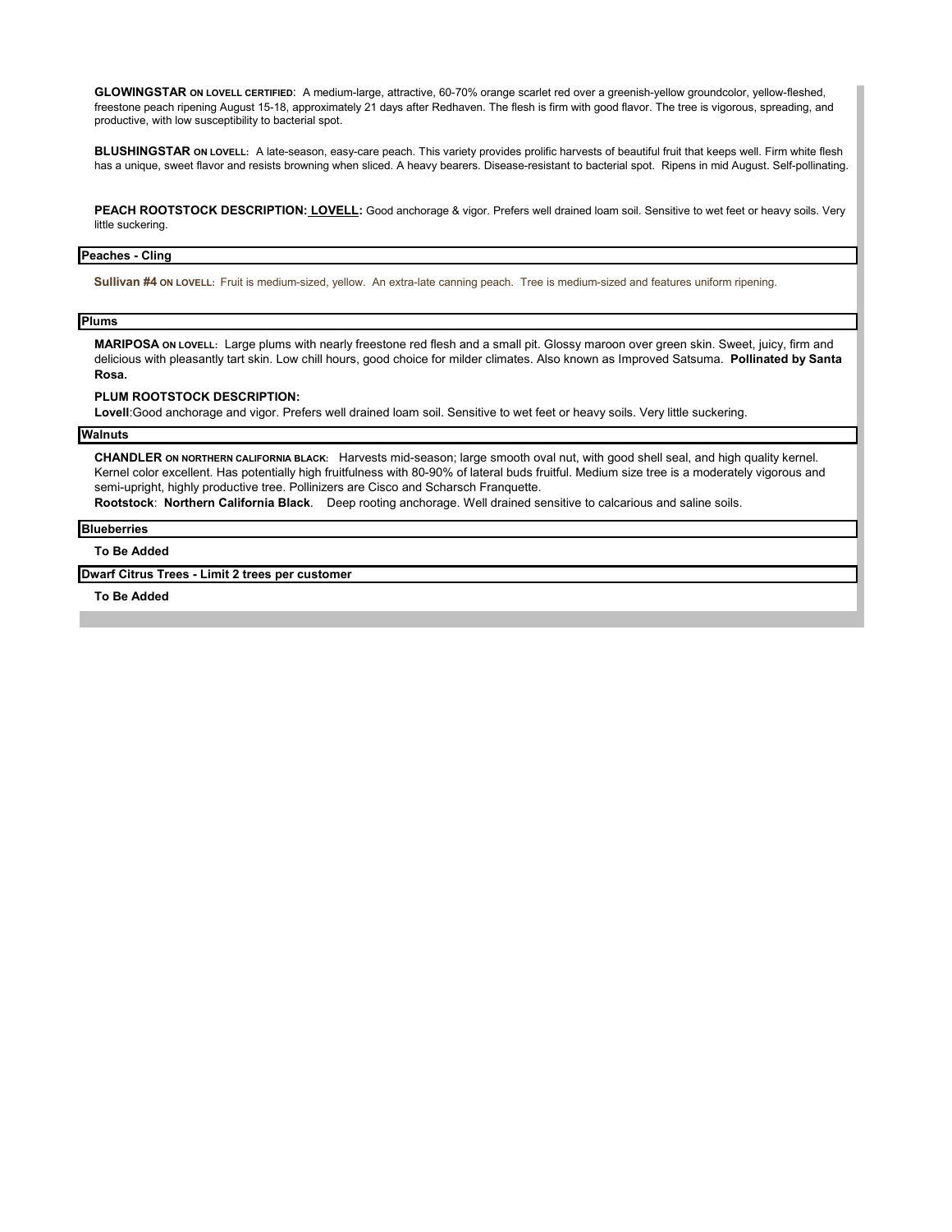**GLOWINGSTAR ON LOVELL CERTIFIED**: A medium-large, attractive, 60-70% orange scarlet red over a greenish-yellow groundcolor, yellow-fleshed, freestone peach ripening August 15-18, approximately 21 days after Redhaven. The flesh is firm with good flavor. The tree is vigorous, spreading, and productive, with low susceptibility to bacterial spot.

**BLUSHINGSTAR ON LOVELL:** A late-season, easy-care peach. This variety provides prolific harvests of beautiful fruit that keeps well. Firm white flesh has a unique, sweet flavor and resists browning when sliced. A heavy bearers. Disease-resistant to bacterial spot. Ripens in mid August. Self-pollinating.

**PEACH ROOTSTOCK DESCRIPTION: LOVELL:** Good anchorage & vigor. Prefers well drained loam soil. Sensitive to wet feet or heavy soils. Very little suckering.

## Peaches - Cling

**Sullivan #4 ON LOVELL:** Fruit is medium-sized, yellow. An extra-late canning peach. Tree is medium-sized and features uniform ripening.

## Plums

**MARIPOSA ON LOVELL:** Large plums with nearly freestone red flesh and a small pit. Glossy maroon over green skin. Sweet, juicy, firm and delicious with pleasantly tart skin. Low chill hours, good choice for milder climates. Also known as Improved Satsuma. **Pollinated by Santa Rosa.**

**PLUM ROOTSTOCK DESCRIPTION:**

**Lovell**:Good anchorage and vigor. Prefers well drained loam soil. Sensitive to wet feet or heavy soils. Very little suckering.

## Walnuts

**CHANDLER ON NORTHERN CALIFORNIA BLACK:** Harvests mid-season; large smooth oval nut, with good shell seal, and high quality kernel. Kernel color excellent. Has potentially high fruitfulness with 80-90% of lateral buds fruitful. Medium size tree is a moderately vigorous and semi-upright, highly productive tree. Pollinizers are Cisco and Scharsch Franquette.

**Rootstock**: **Northern California Black**. Deep rooting anchorage. Well drained sensitive to calcarious and saline soils.

## Blueberries

**To Be Added**

## Dwarf Citrus Trees - Limit 2 trees per customer

**To Be Added**